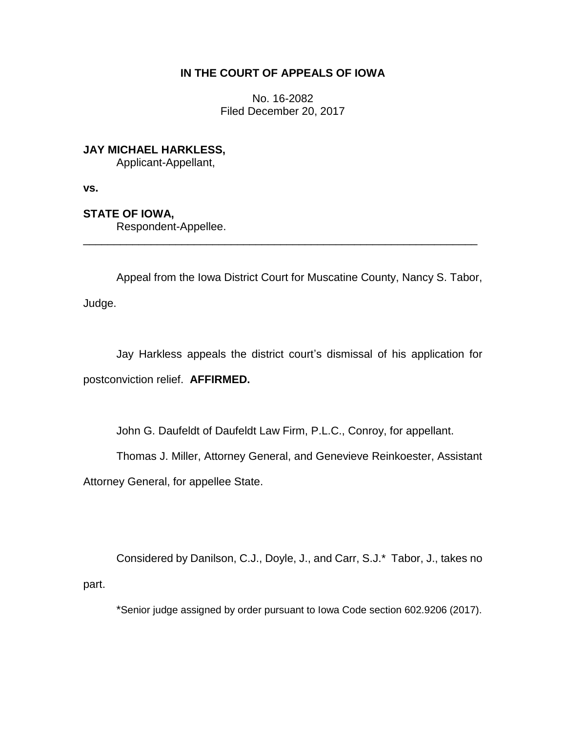# IN THE COURT OF APPEALS OF IOWA

No. 16-2082
Filed December 20, 2017

**JAY MICHAEL HARKLESS,**
Applicant-Appellant,

**vs.**

**STATE OF IOWA,**
Respondent-Appellee.

---

Appeal from the Iowa District Court for Muscatine County, Nancy S. Tabor, Judge.

Jay Harkless appeals the district court's dismissal of his application for postconviction relief. **AFFIRMED.**

John G. Daufeldt of Daufeldt Law Firm, P.L.C., Conroy, for appellant.

Thomas J. Miller, Attorney General, and Genevieve Reinkoester, Assistant Attorney General, for appellee State.

Considered by Danilson, C.J., Doyle, J., and Carr, S.J.* Tabor, J., takes no part.

*Senior judge assigned by order pursuant to Iowa Code section 602.9206 (2017).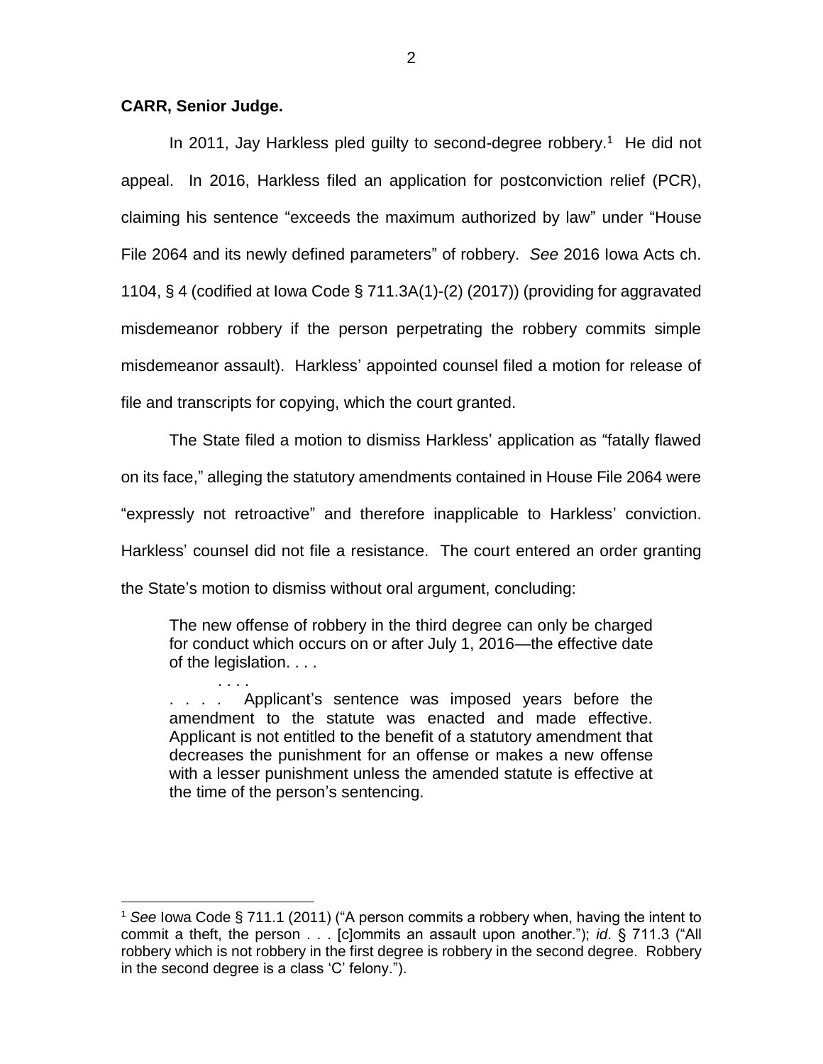**CARR, Senior Judge.**

In 2011, Jay Harkless pled guilty to second-degree robbery.[1] He did not appeal. In 2016, Harkless filed an application for postconviction relief (PCR), claiming his sentence "exceeds the maximum authorized by law" under "House File 2064 and its newly defined parameters" of robbery. *See* 2016 Iowa Acts ch. 1104, § 4 (codified at Iowa Code § 711.3A(1)-(2) (2017)) (providing for aggravated misdemeanor robbery if the person perpetrating the robbery commits simple misdemeanor assault). Harkless' appointed counsel filed a motion for release of file and transcripts for copying, which the court granted.

The State filed a motion to dismiss Harkless' application as "fatally flawed on its face," alleging the statutory amendments contained in House File 2064 were "expressly not retroactive" and therefore inapplicable to Harkless' conviction. Harkless' counsel did not file a resistance. The court entered an order granting the State's motion to dismiss without oral argument, concluding:

> The new offense of robbery in the third degree can only be charged for conduct which occurs on or after July 1, 2016—the effective date of the legislation. . . .
>
> . . . .
>
> . . . . Applicant's sentence was imposed years before the amendment to the statute was enacted and made effective. Applicant is not entitled to the benefit of a statutory amendment that decreases the punishment for an offense or makes a new offense with a lesser punishment unless the amended statute is effective at the time of the person's sentencing.

---

[1] *See* Iowa Code § 711.1 (2011) ("A person commits a robbery when, having the intent to commit a theft, the person . . . [c]ommits an assault upon another."); *id*. § 711.3 ("All robbery which is not robbery in the first degree is robbery in the second degree. Robbery in the second degree is a class 'C' felony.").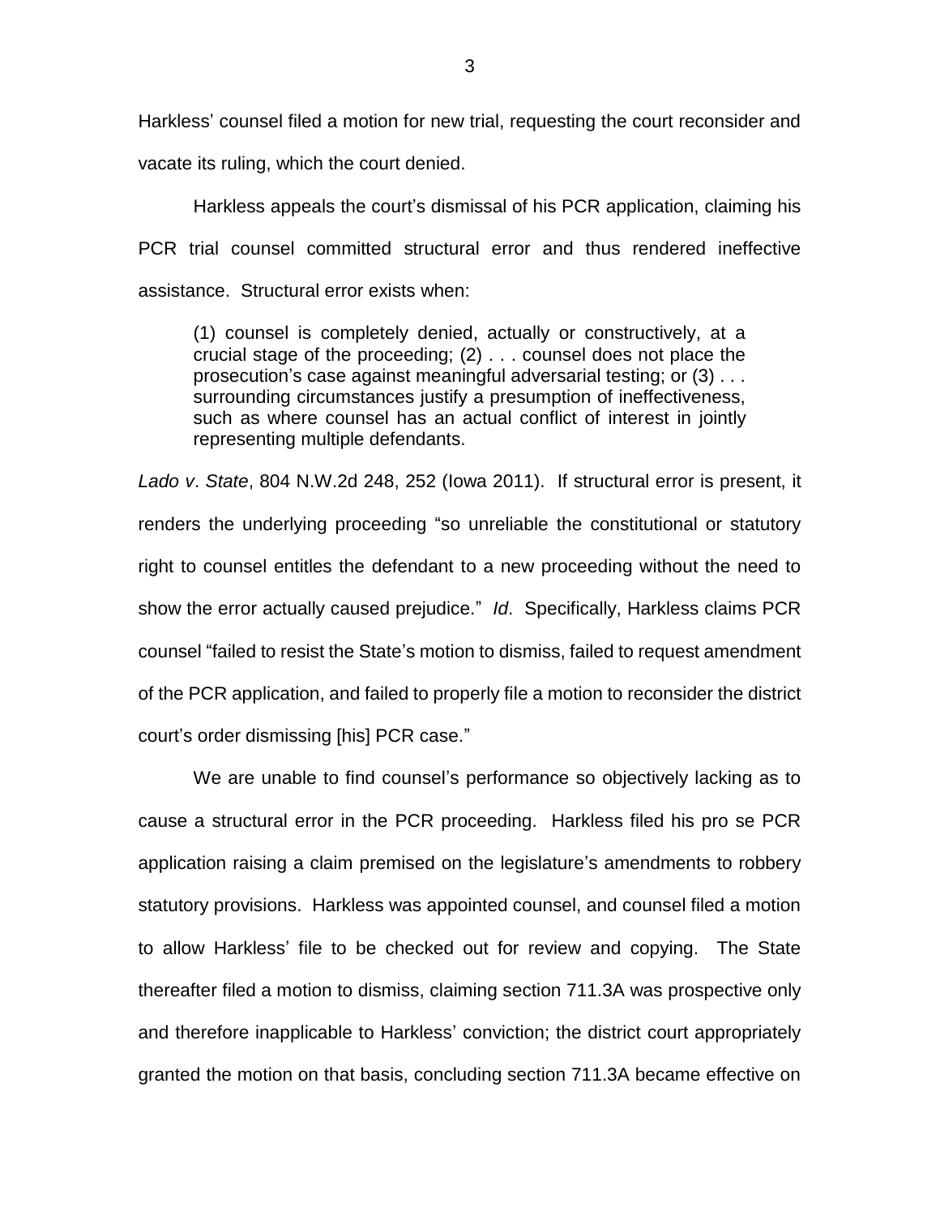Harkless' counsel filed a motion for new trial, requesting the court reconsider and vacate its ruling, which the court denied.

Harkless appeals the court's dismissal of his PCR application, claiming his PCR trial counsel committed structural error and thus rendered ineffective assistance. Structural error exists when:

> (1) counsel is completely denied, actually or constructively, at a crucial stage of the proceeding; (2) . . . counsel does not place the prosecution's case against meaningful adversarial testing; or (3) . . . surrounding circumstances justify a presumption of ineffectiveness, such as where counsel has an actual conflict of interest in jointly representing multiple defendants.

*Lado v. State*, 804 N.W.2d 248, 252 (Iowa 2011). If structural error is present, it renders the underlying proceeding "so unreliable the constitutional or statutory right to counsel entitles the defendant to a new proceeding without the need to show the error actually caused prejudice." *Id*. Specifically, Harkless claims PCR counsel "failed to resist the State's motion to dismiss, failed to request amendment of the PCR application, and failed to properly file a motion to reconsider the district court's order dismissing [his] PCR case."

We are unable to find counsel's performance so objectively lacking as to cause a structural error in the PCR proceeding. Harkless filed his pro se PCR application raising a claim premised on the legislature's amendments to robbery statutory provisions. Harkless was appointed counsel, and counsel filed a motion to allow Harkless' file to be checked out for review and copying. The State thereafter filed a motion to dismiss, claiming section 711.3A was prospective only and therefore inapplicable to Harkless' conviction; the district court appropriately granted the motion on that basis, concluding section 711.3A became effective on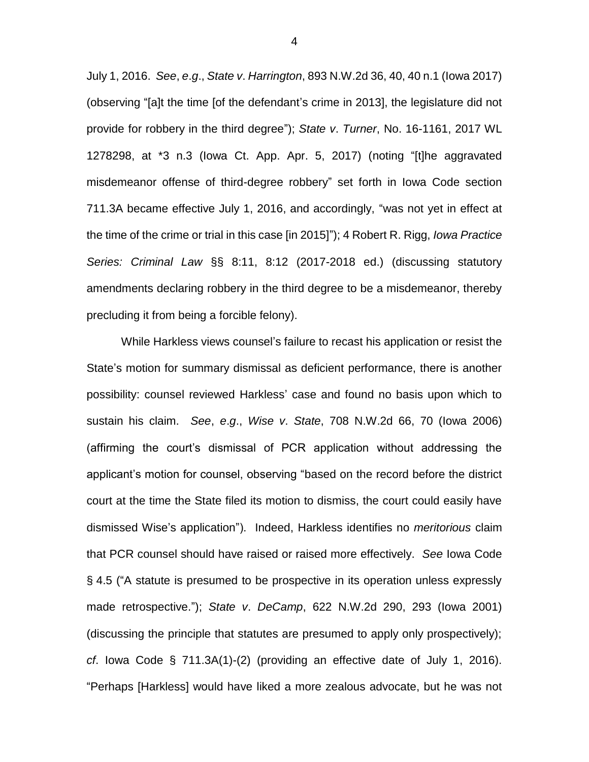July 1, 2016. *See*, *e*.*g*., *State v*. *Harrington*, 893 N.W.2d 36, 40, 40 n.1 (Iowa 2017) (observing "[a]t the time [of the defendant's crime in 2013], the legislature did not provide for robbery in the third degree"); *State v*. *Turner*, No. 16-1161, 2017 WL 1278298, at *3 n.3 (Iowa Ct. App. Apr. 5, 2017) (noting "[t]he aggravated misdemeanor offense of third-degree robbery" set forth in Iowa Code section 711.3A became effective July 1, 2016, and accordingly, "was not yet in effect at the time of the crime or trial in this case [in 2015]"); 4 Robert R. Rigg, *Iowa Practice Series: Criminal Law* §§ 8:11, 8:12 (2017-2018 ed.) (discussing statutory amendments declaring robbery in the third degree to be a misdemeanor, thereby precluding it from being a forcible felony).

While Harkless views counsel's failure to recast his application or resist the State's motion for summary dismissal as deficient performance, there is another possibility: counsel reviewed Harkless' case and found no basis upon which to sustain his claim. *See*, *e*.*g*., *Wise v*. *State*, 708 N.W.2d 66, 70 (Iowa 2006) (affirming the court's dismissal of PCR application without addressing the applicant's motion for counsel, observing "based on the record before the district court at the time the State filed its motion to dismiss, the court could easily have dismissed Wise's application"). Indeed, Harkless identifies no *meritorious* claim that PCR counsel should have raised or raised more effectively. *See* Iowa Code § 4.5 ("A statute is presumed to be prospective in its operation unless expressly made retrospective."); *State v*. *DeCamp*, 622 N.W.2d 290, 293 (Iowa 2001) (discussing the principle that statutes are presumed to apply only prospectively); *cf*. Iowa Code § 711.3A(1)-(2) (providing an effective date of July 1, 2016). "Perhaps [Harkless] would have liked a more zealous advocate, but he was not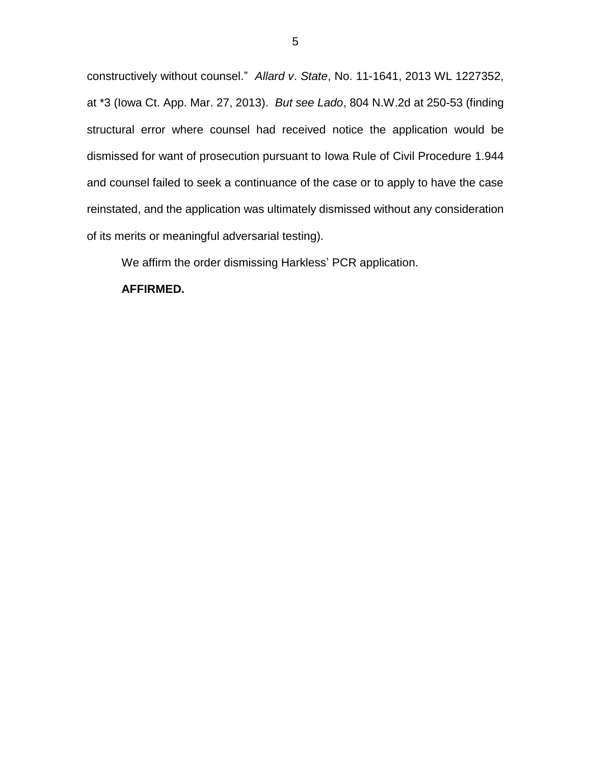constructively without counsel." *Allard v. State*, No. 11-1641, 2013 WL 1227352, at *3 (Iowa Ct. App. Mar. 27, 2013). *But see Lado*, 804 N.W.2d at 250-53 (finding structural error where counsel had received notice the application would be dismissed for want of prosecution pursuant to Iowa Rule of Civil Procedure 1.944 and counsel failed to seek a continuance of the case or to apply to have the case reinstated, and the application was ultimately dismissed without any consideration of its merits or meaningful adversarial testing).

We affirm the order dismissing Harkless' PCR application.

**AFFIRMED.**